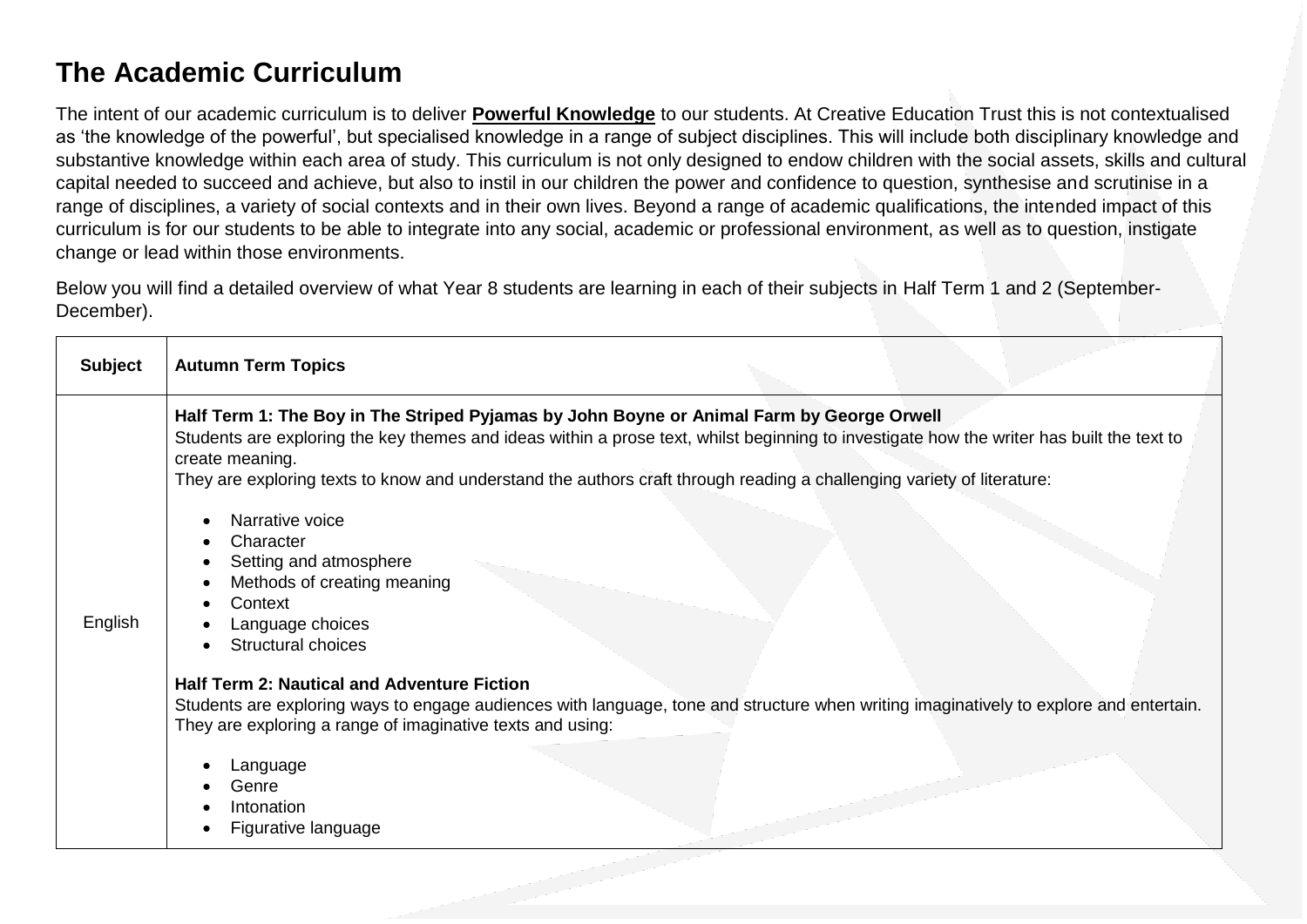# The Academic Curriculum

The intent of our academic curriculum is to deliver **Powerful Knowledge** to our students. At Creative Education Trust this is not contextualised as 'the knowledge of the powerful', but specialised knowledge in a range of subject disciplines. This will include both disciplinary knowledge and substantive knowledge within each area of study. This curriculum is not only designed to endow children with the social assets, skills and cultural capital needed to succeed and achieve, but also to instil in our children the power and confidence to question, synthesise and scrutinise in a range of disciplines, a variety of social contexts and in their own lives. Beyond a range of academic qualifications, the intended impact of this curriculum is for our students to be able to integrate into any social, academic or professional environment, as well as to question, instigate change or lead within those environments.

Below you will find a detailed overview of what Year 8 students are learning in each of their subjects in Half Term 1 and 2 (September-December).

| Subject | Autumn Term Topics |
|---|---|
| English | **Half Term 1: The Boy in The Striped Pyjamas by John Boyne or Animal Farm by George Orwell**<br>Students are exploring the key themes and ideas within a prose text, whilst beginning to investigate how the writer has built the text to create meaning.<br>They are exploring texts to know and understand the authors craft through reading a challenging variety of literature:<br>• Narrative voice<br>• Character<br>• Setting and atmosphere<br>• Methods of creating meaning<br>• Context<br>• Language choices<br>• Structural choices<br><br>**Half Term 2: Nautical and Adventure Fiction**<br>Students are exploring ways to engage audiences with language, tone and structure when writing imaginatively to explore and entertain. They are exploring a range of imaginative texts and using:<br>• Language<br>• Genre<br>• Intonation<br>• Figurative language |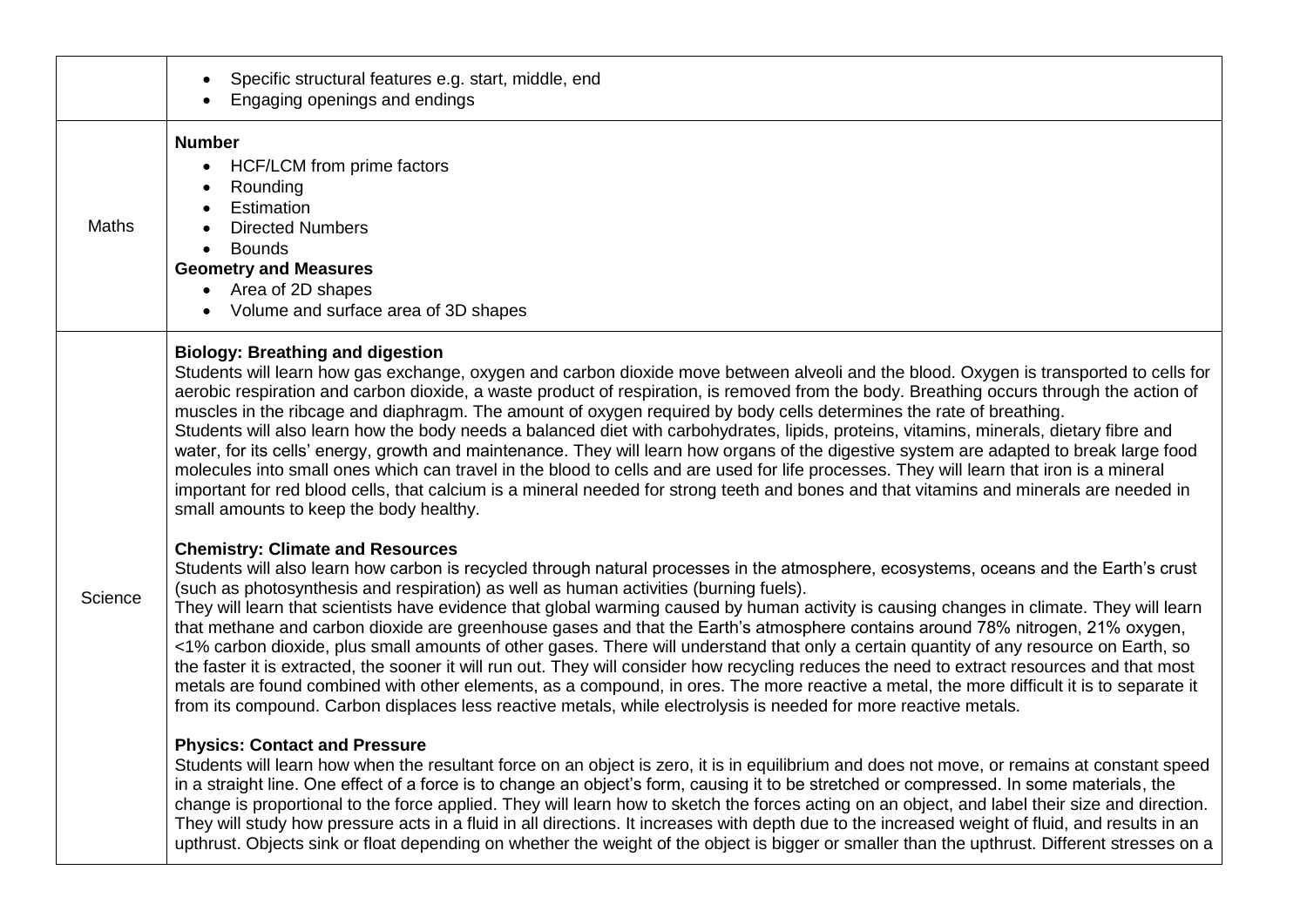| | |
|---|---|
| | • Specific structural features e.g. start, middle, end<br>• Engaging openings and endings |
| Maths | **Number**<br>• HCF/LCM from prime factors<br>• Rounding<br>• Estimation<br>• Directed Numbers<br>• Bounds<br>**Geometry and Measures**<br>• Area of 2D shapes<br>• Volume and surface area of 3D shapes |
| Science | **Biology: Breathing and digestion**<br>Students will learn how gas exchange, oxygen and carbon dioxide move between alveoli and the blood. Oxygen is transported to cells for aerobic respiration and carbon dioxide, a waste product of respiration, is removed from the body. Breathing occurs through the action of muscles in the ribcage and diaphragm. The amount of oxygen required by body cells determines the rate of breathing.<br>Students will also learn how the body needs a balanced diet with carbohydrates, lipids, proteins, vitamins, minerals, dietary fibre and water, for its cells' energy, growth and maintenance. They will learn how organs of the digestive system are adapted to break large food molecules into small ones which can travel in the blood to cells and are used for life processes. They will learn that iron is a mineral important for red blood cells, that calcium is a mineral needed for strong teeth and bones and that vitamins and minerals are needed in small amounts to keep the body healthy.<br><br>**Chemistry: Climate and Resources**<br>Students will also learn how carbon is recycled through natural processes in the atmosphere, ecosystems, oceans and the Earth's crust (such as photosynthesis and respiration) as well as human activities (burning fuels).<br>They will learn that scientists have evidence that global warming caused by human activity is causing changes in climate. They will learn that methane and carbon dioxide are greenhouse gases and that the Earth's atmosphere contains around 78% nitrogen, 21% oxygen, <1% carbon dioxide, plus small amounts of other gases. There will understand that only a certain quantity of any resource on Earth, so the faster it is extracted, the sooner it will run out. They will consider how recycling reduces the need to extract resources and that most metals are found combined with other elements, as a compound, in ores. The more reactive a metal, the more difficult it is to separate it from its compound. Carbon displaces less reactive metals, while electrolysis is needed for more reactive metals.<br><br>**Physics: Contact and Pressure**<br>Students will learn how when the resultant force on an object is zero, it is in equilibrium and does not move, or remains at constant speed in a straight line. One effect of a force is to change an object's form, causing it to be stretched or compressed. In some materials, the change is proportional to the force applied. They will learn how to sketch the forces acting on an object, and label their size and direction. They will study how pressure acts in a fluid in all directions. It increases with depth due to the increased weight of fluid, and results in an upthrust. Objects sink or float depending on whether the weight of the object is bigger or smaller than the upthrust. Different stresses on a |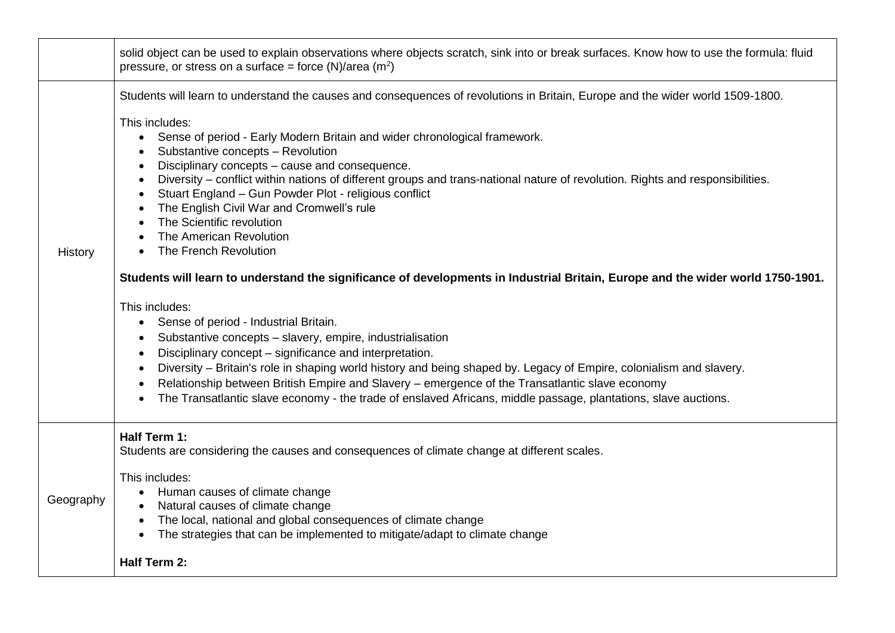| | |
|---|---|
| | solid object can be used to explain observations where objects scratch, sink into or break surfaces. Know how to use the formula: fluid pressure, or stress on a surface = force (N)/area ($m^2$) |
| History | Students will learn to understand the causes and consequences of revolutions in Britain, Europe and the wider world 1509-1800.<br><br>This includes:<br>• Sense of period - Early Modern Britain and wider chronological framework.<br>• Substantive concepts – Revolution<br>• Disciplinary concepts – cause and consequence.<br>• Diversity – conflict within nations of different groups and trans-national nature of revolution. Rights and responsibilities.<br>• Stuart England – Gun Powder Plot - religious conflict<br>• The English Civil War and Cromwell's rule<br>• The Scientific revolution<br>• The American Revolution<br>• The French Revolution<br><br>**Students will learn to understand the significance of developments in Industrial Britain, Europe and the wider world 1750-1901.**<br><br>This includes:<br>• Sense of period - Industrial Britain.<br>• Substantive concepts – slavery, empire, industrialisation<br>• Disciplinary concept – significance and interpretation.<br>• Diversity – Britain's role in shaping world history and being shaped by. Legacy of Empire, colonialism and slavery.<br>• Relationship between British Empire and Slavery – emergence of the Transatlantic slave economy<br>• The Transatlantic slave economy - the trade of enslaved Africans, middle passage, plantations, slave auctions. |
| Geography | **Half Term 1:**<br>Students are considering the causes and consequences of climate change at different scales.<br><br>This includes:<br>• Human causes of climate change<br>• Natural causes of climate change<br>• The local, national and global consequences of climate change<br>• The strategies that can be implemented to mitigate/adapt to climate change<br><br>**Half Term 2:** |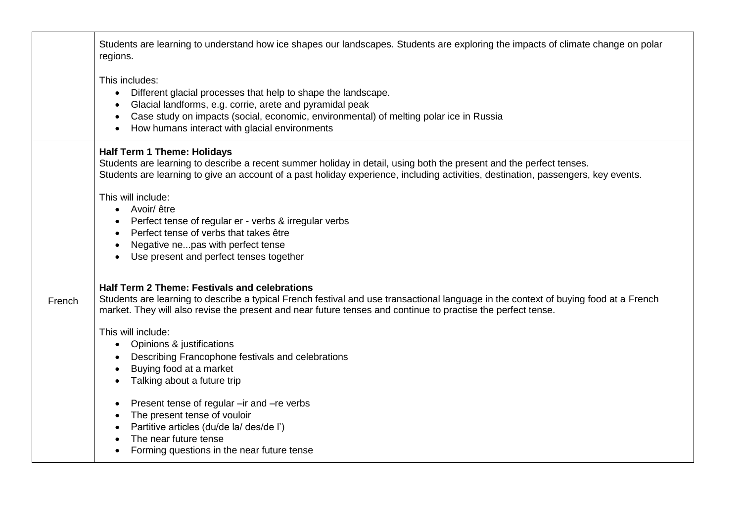| | |
|---|---|
| | Students are learning to understand how ice shapes our landscapes. Students are exploring the impacts of climate change on polar regions.<br><br>This includes:<br>• Different glacial processes that help to shape the landscape.<br>• Glacial landforms, e.g. corrie, arete and pyramidal peak<br>• Case study on impacts (social, economic, environmental) of melting polar ice in Russia<br>• How humans interact with glacial environments |
| French | **Half Term 1 Theme: Holidays**<br>Students are learning to describe a recent summer holiday in detail, using both the present and the perfect tenses.<br>Students are learning to give an account of a past holiday experience, including activities, destination, passengers, key events.<br><br>This will include:<br>• Avoir/ être<br>• Perfect tense of regular er - verbs & irregular verbs<br>• Perfect tense of verbs that takes être<br>• Negative ne...pas with perfect tense<br>• Use present and perfect tenses together<br><br>**Half Term 2 Theme: Festivals and celebrations**<br>Students are learning to describe a typical French festival and use transactional language in the context of buying food at a French market. They will also revise the present and near future tenses and continue to practise the perfect tense.<br><br>This will include:<br>• Opinions & justifications<br>• Describing Francophone festivals and celebrations<br>• Buying food at a market<br>• Talking about a future trip<br><br>• Present tense of regular –ir and –re verbs<br>• The present tense of vouloir<br>• Partitive articles (du/de la/ des/de l')<br>• The near future tense<br>• Forming questions in the near future tense |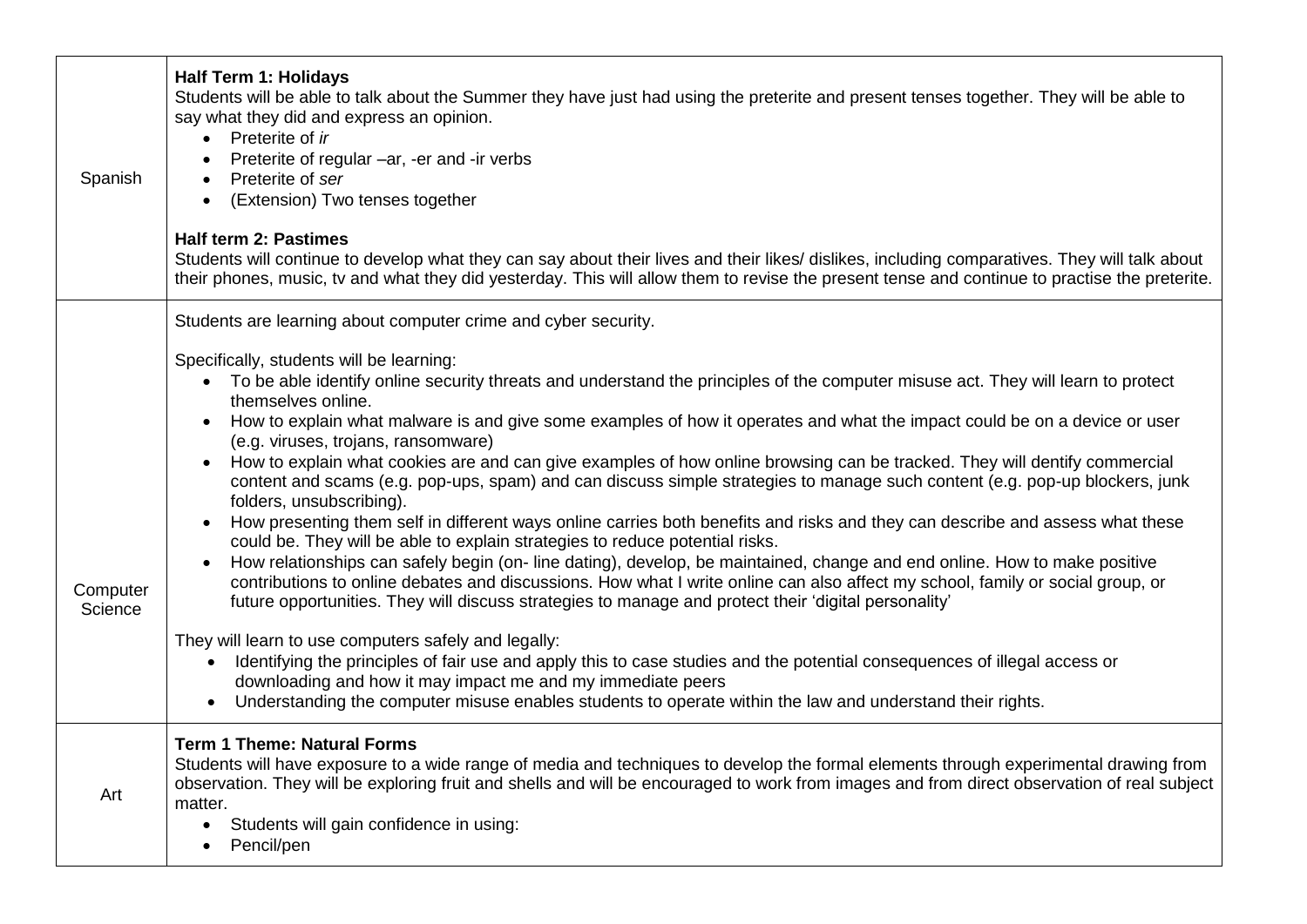| | |
|---|---|
| Spanish | **Half Term 1: Holidays**<br>Students will be able to talk about the Summer they have just had using the preterite and present tenses together. They will be able to say what they did and express an opinion.<br>• Preterite of *ir*<br>• Preterite of regular –ar, -er and -ir verbs<br>• Preterite of *ser*<br>• (Extension) Two tenses together<br><br>**Half term 2: Pastimes**<br>Students will continue to develop what they can say about their lives and their likes/ dislikes, including comparatives. They will talk about their phones, music, tv and what they did yesterday. This will allow them to revise the present tense and continue to practise the preterite. |
| Computer Science | Students are learning about computer crime and cyber security.<br><br>Specifically, students will be learning:<br>• To be able identify online security threats and understand the principles of the computer misuse act. They will learn to protect themselves online.<br>• How to explain what malware is and give some examples of how it operates and what the impact could be on a device or user (e.g. viruses, trojans, ransomware)<br>• How to explain what cookies are and can give examples of how online browsing can be tracked. They will dentify commercial content and scams (e.g. pop-ups, spam) and can discuss simple strategies to manage such content (e.g. pop-up blockers, junk folders, unsubscribing).<br>• How presenting them self in different ways online carries both benefits and risks and they can describe and assess what these could be. They will be able to explain strategies to reduce potential risks.<br>• How relationships can safely begin (on- line dating), develop, be maintained, change and end online. How to make positive contributions to online debates and discussions. How what I write online can also affect my school, family or social group, or future opportunities. They will discuss strategies to manage and protect their 'digital personality'<br><br>They will learn to use computers safely and legally:<br>• Identifying the principles of fair use and apply this to case studies and the potential consequences of illegal access or downloading and how it may impact me and my immediate peers<br>• Understanding the computer misuse enables students to operate within the law and understand their rights. |
| Art | **Term 1 Theme: Natural Forms**<br>Students will have exposure to a wide range of media and techniques to develop the formal elements through experimental drawing from observation. They will be exploring fruit and shells and will be encouraged to work from images and from direct observation of real subject matter.<br>• Students will gain confidence in using:<br>• Pencil/pen |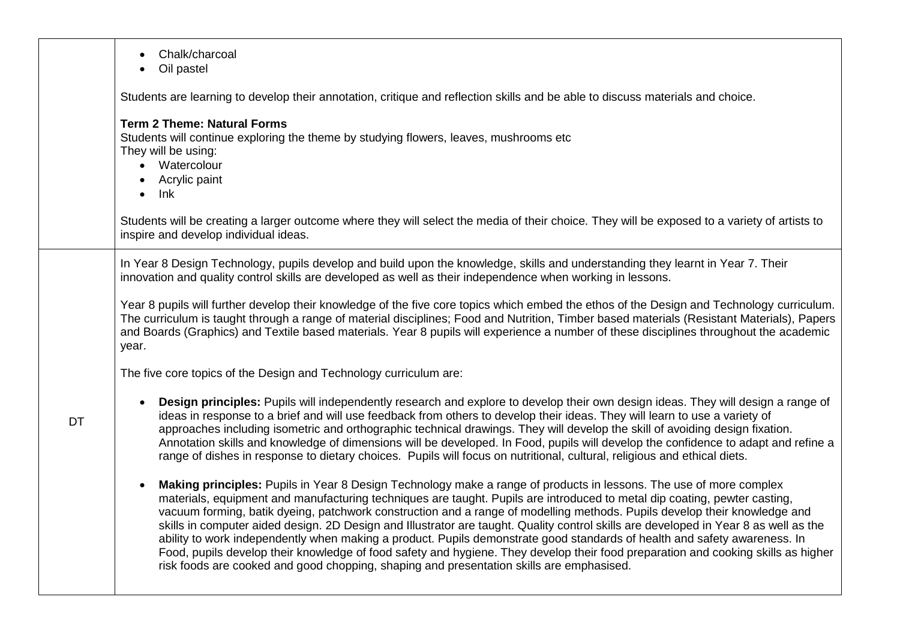| | |
|---|---|
| | • Chalk/charcoal<br>• Oil pastel<br><br>Students are learning to develop their annotation, critique and reflection skills and be able to discuss materials and choice.<br><br>**Term 2 Theme: Natural Forms**<br>Students will continue exploring the theme by studying flowers, leaves, mushrooms etc<br>They will be using:<br>• Watercolour<br>• Acrylic paint<br>• Ink<br><br>Students will be creating a larger outcome where they will select the media of their choice. They will be exposed to a variety of artists to inspire and develop individual ideas. |
| DT | In Year 8 Design Technology, pupils develop and build upon the knowledge, skills and understanding they learnt in Year 7. Their innovation and quality control skills are developed as well as their independence when working in lessons.<br><br>Year 8 pupils will further develop their knowledge of the five core topics which embed the ethos of the Design and Technology curriculum. The curriculum is taught through a range of material disciplines; Food and Nutrition, Timber based materials (Resistant Materials), Papers and Boards (Graphics) and Textile based materials. Year 8 pupils will experience a number of these disciplines throughout the academic year.<br><br>The five core topics of the Design and Technology curriculum are:<br><br>• **Design principles:** Pupils will independently research and explore to develop their own design ideas. They will design a range of ideas in response to a brief and will use feedback from others to develop their ideas. They will learn to use a variety of approaches including isometric and orthographic technical drawings. They will develop the skill of avoiding design fixation. Annotation skills and knowledge of dimensions will be developed. In Food, pupils will develop the confidence to adapt and refine a range of dishes in response to dietary choices. Pupils will focus on nutritional, cultural, religious and ethical diets.<br><br>• **Making principles:** Pupils in Year 8 Design Technology make a range of products in lessons. The use of more complex materials, equipment and manufacturing techniques are taught. Pupils are introduced to metal dip coating, pewter casting, vacuum forming, batik dyeing, patchwork construction and a range of modelling methods. Pupils develop their knowledge and skills in computer aided design. 2D Design and Illustrator are taught. Quality control skills are developed in Year 8 as well as the ability to work independently when making a product. Pupils demonstrate good standards of health and safety awareness. In Food, pupils develop their knowledge of food safety and hygiene. They develop their food preparation and cooking skills as higher risk foods are cooked and good chopping, shaping and presentation skills are emphasised. |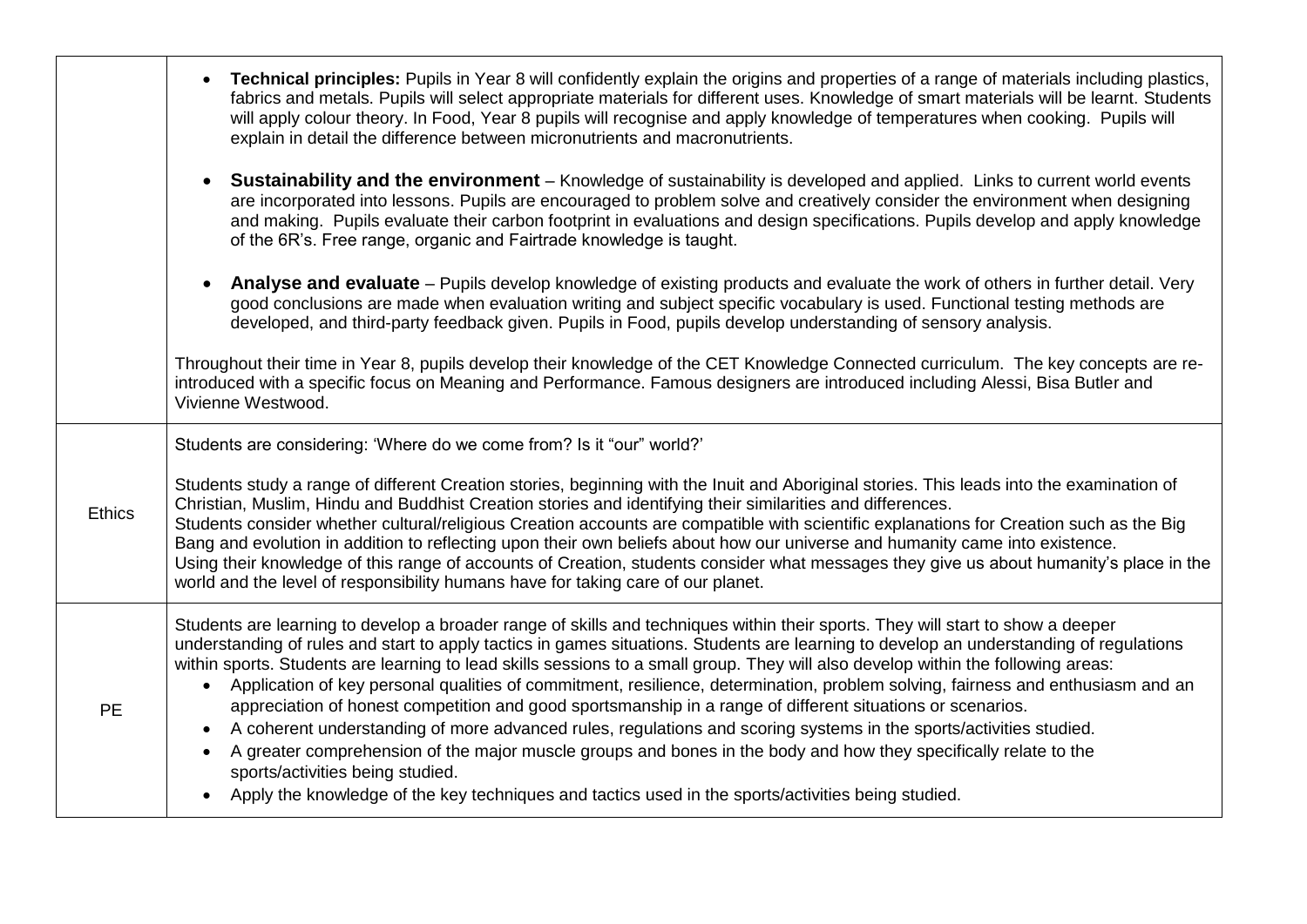| | |
|---|---|
| | • **Technical principles:** Pupils in Year 8 will confidently explain the origins and properties of a range of materials including plastics, fabrics and metals. Pupils will select appropriate materials for different uses. Knowledge of smart materials will be learnt. Students will apply colour theory. In Food, Year 8 pupils will recognise and apply knowledge of temperatures when cooking. Pupils will explain in detail the difference between micronutrients and macronutrients.<br><br>• **Sustainability and the environment** – Knowledge of sustainability is developed and applied. Links to current world events are incorporated into lessons. Pupils are encouraged to problem solve and creatively consider the environment when designing and making. Pupils evaluate their carbon footprint in evaluations and design specifications. Pupils develop and apply knowledge of the 6R's. Free range, organic and Fairtrade knowledge is taught.<br><br>• **Analyse and evaluate** – Pupils develop knowledge of existing products and evaluate the work of others in further detail. Very good conclusions are made when evaluation writing and subject specific vocabulary is used. Functional testing methods are developed, and third-party feedback given. Pupils in Food, pupils develop understanding of sensory analysis.<br><br>Throughout their time in Year 8, pupils develop their knowledge of the CET Knowledge Connected curriculum. The key concepts are re-introduced with a specific focus on Meaning and Performance. Famous designers are introduced including Alessi, Bisa Butler and Vivienne Westwood. |
| Ethics | Students are considering: 'Where do we come from? Is it "our" world?'<br><br>Students study a range of different Creation stories, beginning with the Inuit and Aboriginal stories. This leads into the examination of Christian, Muslim, Hindu and Buddhist Creation stories and identifying their similarities and differences.<br>Students consider whether cultural/religious Creation accounts are compatible with scientific explanations for Creation such as the Big Bang and evolution in addition to reflecting upon their own beliefs about how our universe and humanity came into existence.<br>Using their knowledge of this range of accounts of Creation, students consider what messages they give us about humanity's place in the world and the level of responsibility humans have for taking care of our planet. |
| PE | Students are learning to develop a broader range of skills and techniques within their sports. They will start to show a deeper understanding of rules and start to apply tactics in games situations. Students are learning to develop an understanding of regulations within sports. Students are learning to lead skills sessions to a small group. They will also develop within the following areas:<br>• Application of key personal qualities of commitment, resilience, determination, problem solving, fairness and enthusiasm and an appreciation of honest competition and good sportsmanship in a range of different situations or scenarios.<br>• A coherent understanding of more advanced rules, regulations and scoring systems in the sports/activities studied.<br>• A greater comprehension of the major muscle groups and bones in the body and how they specifically relate to the sports/activities being studied.<br>• Apply the knowledge of the key techniques and tactics used in the sports/activities being studied. |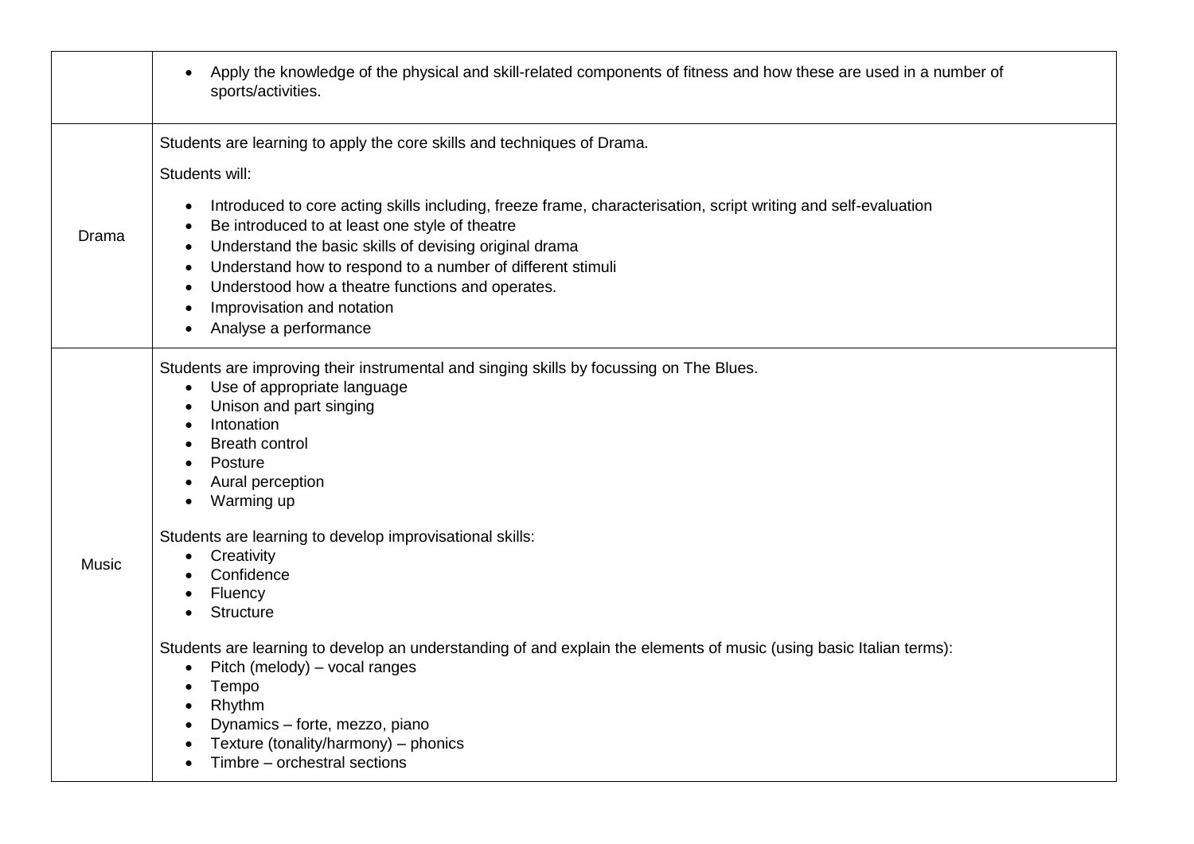| | |
|---|---|
| | • Apply the knowledge of the physical and skill-related components of fitness and how these are used in a number of sports/activities. |
| Drama | Students are learning to apply the core skills and techniques of Drama.<br><br>Students will:<br><br>• Introduced to core acting skills including, freeze frame, characterisation, script writing and self-evaluation<br>• Be introduced to at least one style of theatre<br>• Understand the basic skills of devising original drama<br>• Understand how to respond to a number of different stimuli<br>• Understood how a theatre functions and operates.<br>• Improvisation and notation<br>• Analyse a performance |
| Music | Students are improving their instrumental and singing skills by focussing on The Blues.<br>• Use of appropriate language<br>• Unison and part singing<br>• Intonation<br>• Breath control<br>• Posture<br>• Aural perception<br>• Warming up<br><br>Students are learning to develop improvisational skills:<br>• Creativity<br>• Confidence<br>• Fluency<br>• Structure<br><br>Students are learning to develop an understanding of and explain the elements of music (using basic Italian terms):<br>• Pitch (melody) – vocal ranges<br>• Tempo<br>• Rhythm<br>• Dynamics – forte, mezzo, piano<br>• Texture (tonality/harmony) – phonics<br>• Timbre – orchestral sections |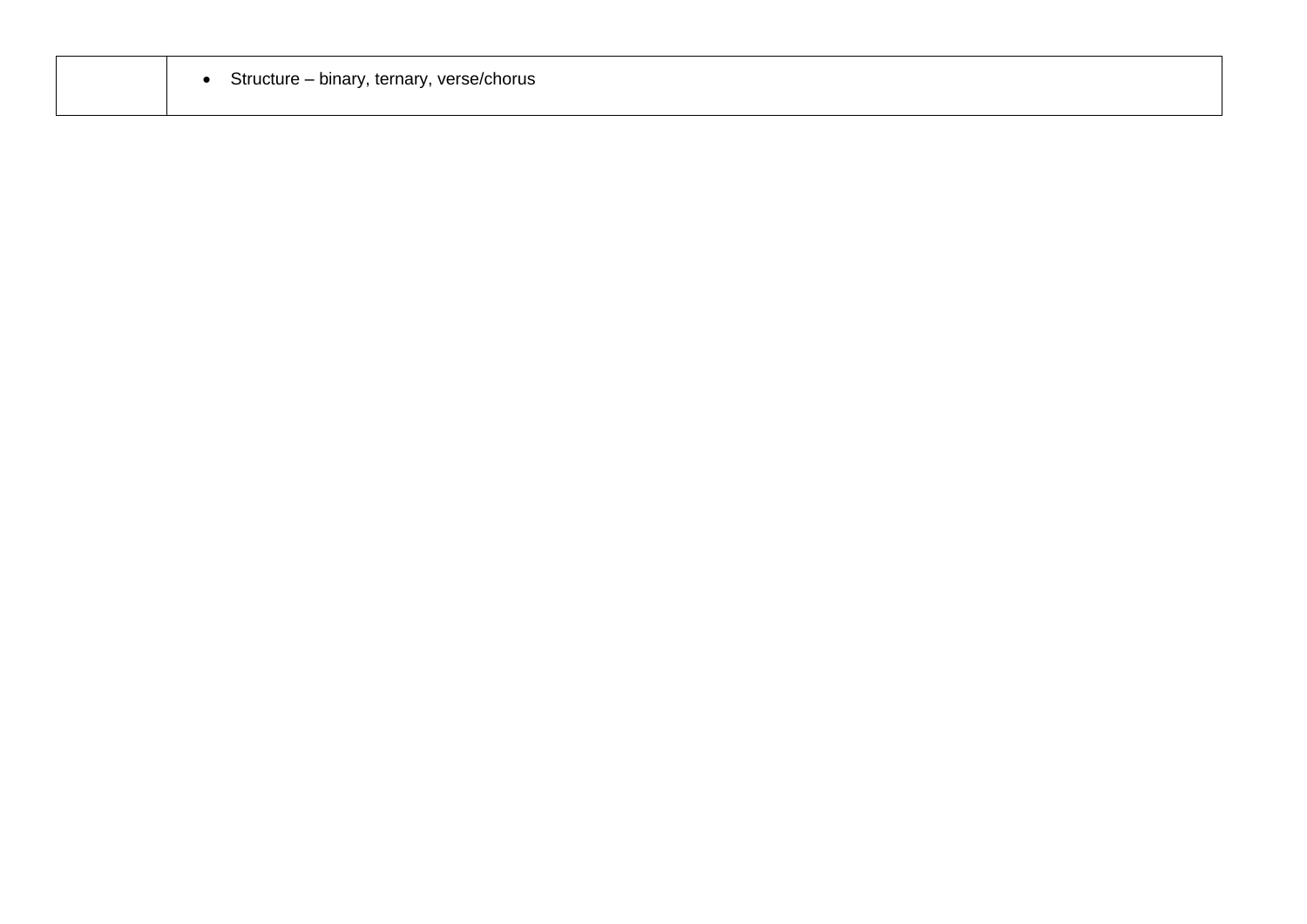| | |
|---|---|
| | • Structure – binary, ternary, verse/chorus |